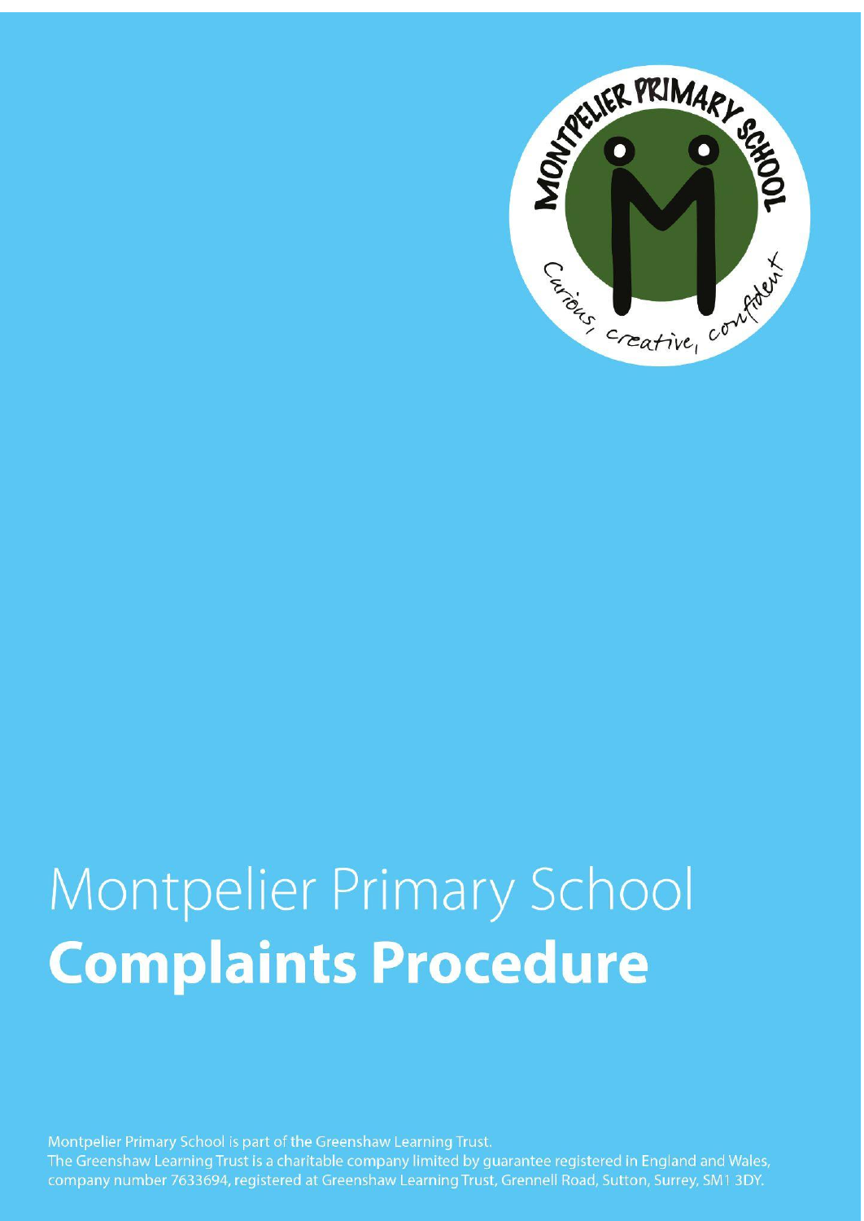# Montpelier Primary School
## **Complaints Procedure**

Montpelier Primary School is part of the Greenshaw Learning Trust.
The Greenshaw Learning Trust is a charitable company limited by guarantee registered in England and Wales, company number 7633694, registered at Greenshaw Learning Trust, Grennell Road, Sutton, Surrey, SM1 3DY.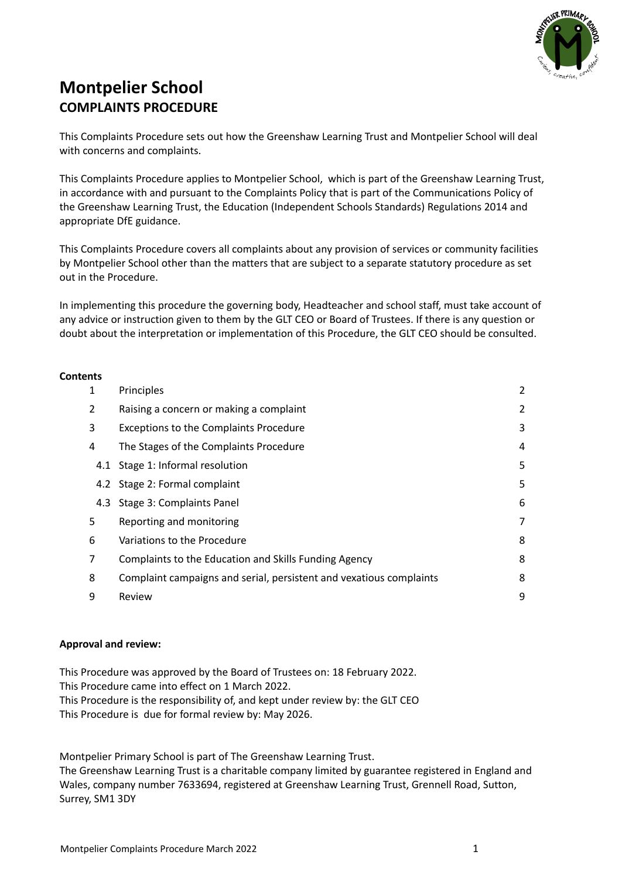# Montpelier School

## COMPLAINTS PROCEDURE

This Complaints Procedure sets out how the Greenshaw Learning Trust and Montpelier School will deal with concerns and complaints.

This Complaints Procedure applies to Montpelier School, which is part of the Greenshaw Learning Trust, in accordance with and pursuant to the Complaints Policy that is part of the Communications Policy of the Greenshaw Learning Trust, the Education (Independent Schools Standards) Regulations 2014 and appropriate DfE guidance.

This Complaints Procedure covers all complaints about any provision of services or community facilities by Montpelier School other than the matters that are subject to a separate statutory procedure as set out in the Procedure.

In implementing this procedure the governing body, Headteacher and school staff, must take account of any advice or instruction given to them by the GLT CEO or Board of Trustees. If there is any question or doubt about the interpretation or implementation of this Procedure, the GLT CEO should be consulted.

**Contents**

| | | |
|---|---|---|
| 1 | Principles | 2 |
| 2 | Raising a concern or making a complaint | 2 |
| 3 | Exceptions to the Complaints Procedure | 3 |
| 4 | The Stages of the Complaints Procedure | 4 |
| 4.1 | Stage 1: Informal resolution | 5 |
| 4.2 | Stage 2: Formal complaint | 5 |
| 4.3 | Stage 3: Complaints Panel | 6 |
| 5 | Reporting and monitoring | 7 |
| 6 | Variations to the Procedure | 8 |
| 7 | Complaints to the Education and Skills Funding Agency | 8 |
| 8 | Complaint campaigns and serial, persistent and vexatious complaints | 8 |
| 9 | Review | 9 |

**Approval and review:**

This Procedure was approved by the Board of Trustees on: 18 February 2022.
This Procedure came into effect on 1 March 2022.
This Procedure is the responsibility of, and kept under review by: the GLT CEO
This Procedure is due for formal review by: May 2026.

Montpelier Primary School is part of The Greenshaw Learning Trust.
The Greenshaw Learning Trust is a charitable company limited by guarantee registered in England and Wales, company number 7633694, registered at Greenshaw Learning Trust, Grennell Road, Sutton, Surrey, SM1 3DY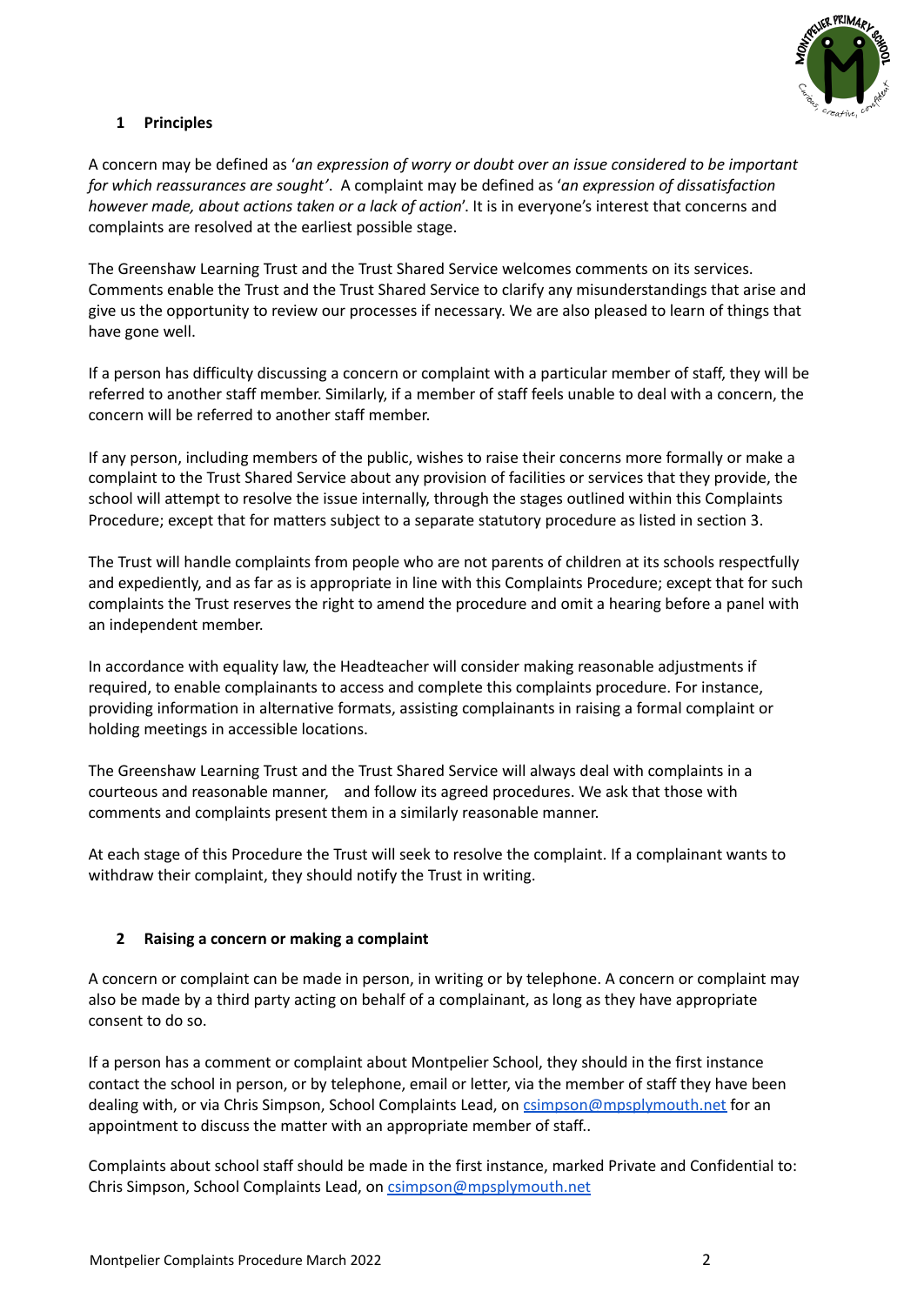## 1 Principles

A concern may be defined as '*an expression of worry or doubt over an issue considered to be important for which reassurances are sought'*. A complaint may be defined as '*an expression of dissatisfaction however made, about actions taken or a lack of action*'. It is in everyone's interest that concerns and complaints are resolved at the earliest possible stage.

The Greenshaw Learning Trust and the Trust Shared Service welcomes comments on its services. Comments enable the Trust and the Trust Shared Service to clarify any misunderstandings that arise and give us the opportunity to review our processes if necessary. We are also pleased to learn of things that have gone well.

If a person has difficulty discussing a concern or complaint with a particular member of staff, they will be referred to another staff member. Similarly, if a member of staff feels unable to deal with a concern, the concern will be referred to another staff member.

If any person, including members of the public, wishes to raise their concerns more formally or make a complaint to the Trust Shared Service about any provision of facilities or services that they provide, the school will attempt to resolve the issue internally, through the stages outlined within this Complaints Procedure; except that for matters subject to a separate statutory procedure as listed in section 3.

The Trust will handle complaints from people who are not parents of children at its schools respectfully and expediently, and as far as is appropriate in line with this Complaints Procedure; except that for such complaints the Trust reserves the right to amend the procedure and omit a hearing before a panel with an independent member.

In accordance with equality law, the Headteacher will consider making reasonable adjustments if required, to enable complainants to access and complete this complaints procedure. For instance, providing information in alternative formats, assisting complainants in raising a formal complaint or holding meetings in accessible locations.

The Greenshaw Learning Trust and the Trust Shared Service will always deal with complaints in a courteous and reasonable manner, and follow its agreed procedures. We ask that those with comments and complaints present them in a similarly reasonable manner.

At each stage of this Procedure the Trust will seek to resolve the complaint. If a complainant wants to withdraw their complaint, they should notify the Trust in writing.

## 2 Raising a concern or making a complaint

A concern or complaint can be made in person, in writing or by telephone. A concern or complaint may also be made by a third party acting on behalf of a complainant, as long as they have appropriate consent to do so.

If a person has a comment or complaint about Montpelier School, they should in the first instance contact the school in person, or by telephone, email or letter, via the member of staff they have been dealing with, or via Chris Simpson, School Complaints Lead, on csimpson@mpsplymouth.net for an appointment to discuss the matter with an appropriate member of staff..

Complaints about school staff should be made in the first instance, marked Private and Confidential to: Chris Simpson, School Complaints Lead, on csimpson@mpsplymouth.net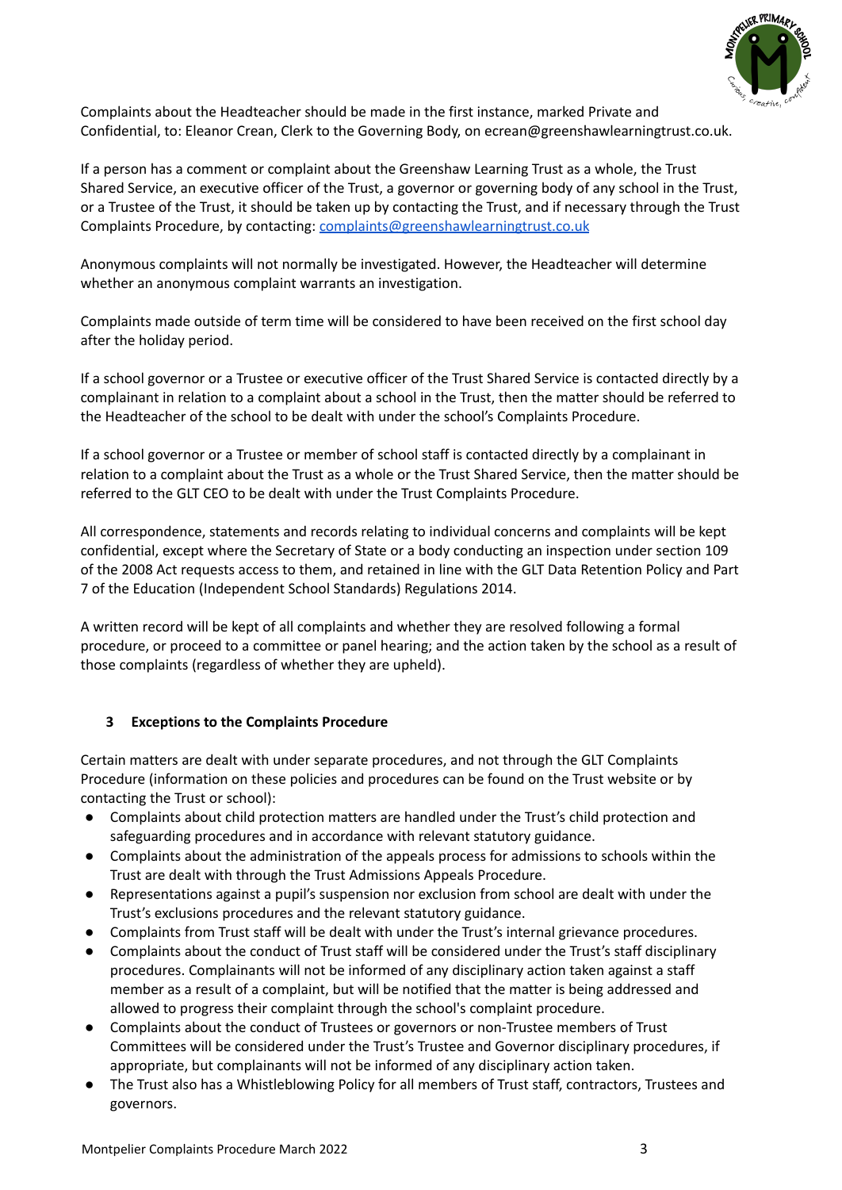Complaints about the Headteacher should be made in the first instance, marked Private and Confidential, to: Eleanor Crean, Clerk to the Governing Body, on ecrean@greenshawlearningtrust.co.uk.

If a person has a comment or complaint about the Greenshaw Learning Trust as a whole, the Trust Shared Service, an executive officer of the Trust, a governor or governing body of any school in the Trust, or a Trustee of the Trust, it should be taken up by contacting the Trust, and if necessary through the Trust Complaints Procedure, by contacting: complaints@greenshawlearningtrust.co.uk

Anonymous complaints will not normally be investigated. However, the Headteacher will determine whether an anonymous complaint warrants an investigation.

Complaints made outside of term time will be considered to have been received on the first school day after the holiday period.

If a school governor or a Trustee or executive officer of the Trust Shared Service is contacted directly by a complainant in relation to a complaint about a school in the Trust, then the matter should be referred to the Headteacher of the school to be dealt with under the school's Complaints Procedure.

If a school governor or a Trustee or member of school staff is contacted directly by a complainant in relation to a complaint about the Trust as a whole or the Trust Shared Service, then the matter should be referred to the GLT CEO to be dealt with under the Trust Complaints Procedure.

All correspondence, statements and records relating to individual concerns and complaints will be kept confidential, except where the Secretary of State or a body conducting an inspection under section 109 of the 2008 Act requests access to them, and retained in line with the GLT Data Retention Policy and Part 7 of the Education (Independent School Standards) Regulations 2014.

A written record will be kept of all complaints and whether they are resolved following a formal procedure, or proceed to a committee or panel hearing; and the action taken by the school as a result of those complaints (regardless of whether they are upheld).

## 3 Exceptions to the Complaints Procedure

Certain matters are dealt with under separate procedures, and not through the GLT Complaints Procedure (information on these policies and procedures can be found on the Trust website or by contacting the Trust or school):

- Complaints about child protection matters are handled under the Trust's child protection and safeguarding procedures and in accordance with relevant statutory guidance.
- Complaints about the administration of the appeals process for admissions to schools within the Trust are dealt with through the Trust Admissions Appeals Procedure.
- Representations against a pupil's suspension nor exclusion from school are dealt with under the Trust's exclusions procedures and the relevant statutory guidance.
- Complaints from Trust staff will be dealt with under the Trust's internal grievance procedures.
- Complaints about the conduct of Trust staff will be considered under the Trust's staff disciplinary procedures. Complainants will not be informed of any disciplinary action taken against a staff member as a result of a complaint, but will be notified that the matter is being addressed and allowed to progress their complaint through the school's complaint procedure.
- Complaints about the conduct of Trustees or governors or non-Trustee members of Trust Committees will be considered under the Trust's Trustee and Governor disciplinary procedures, if appropriate, but complainants will not be informed of any disciplinary action taken.
- The Trust also has a Whistleblowing Policy for all members of Trust staff, contractors, Trustees and governors.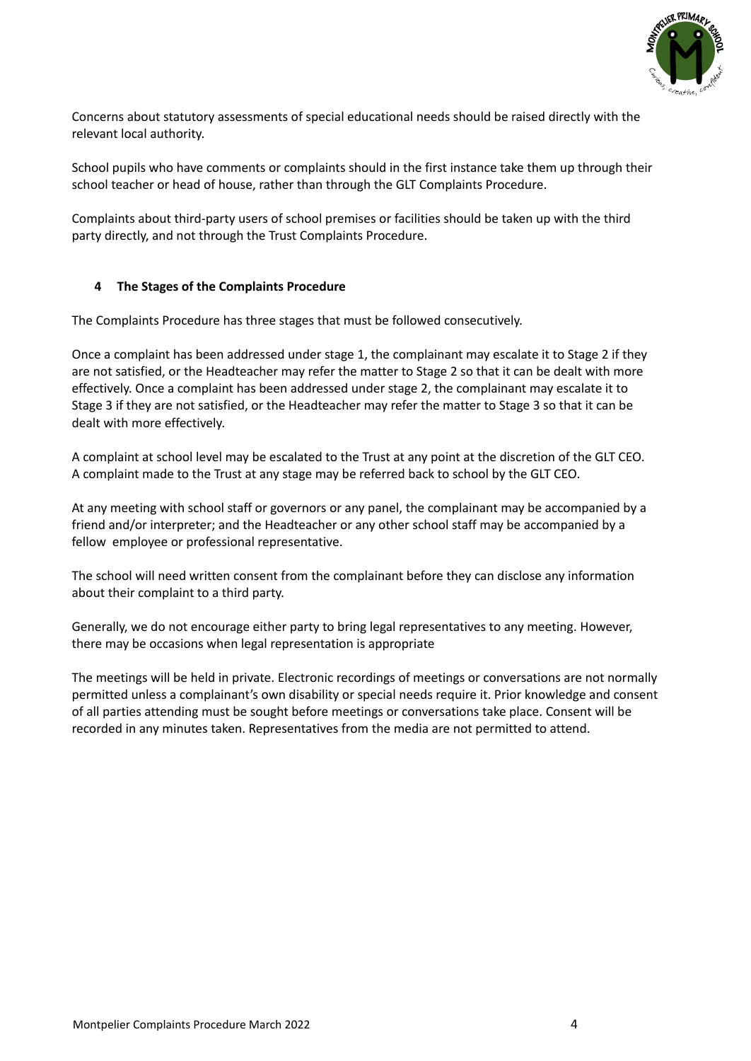Concerns about statutory assessments of special educational needs should be raised directly with the relevant local authority.

School pupils who have comments or complaints should in the first instance take them up through their school teacher or head of house, rather than through the GLT Complaints Procedure.

Complaints about third-party users of school premises or facilities should be taken up with the third party directly, and not through the Trust Complaints Procedure.

## 4 The Stages of the Complaints Procedure

The Complaints Procedure has three stages that must be followed consecutively.

Once a complaint has been addressed under stage 1, the complainant may escalate it to Stage 2 if they are not satisfied, or the Headteacher may refer the matter to Stage 2 so that it can be dealt with more effectively. Once a complaint has been addressed under stage 2, the complainant may escalate it to Stage 3 if they are not satisfied, or the Headteacher may refer the matter to Stage 3 so that it can be dealt with more effectively.

A complaint at school level may be escalated to the Trust at any point at the discretion of the GLT CEO. A complaint made to the Trust at any stage may be referred back to school by the GLT CEO.

At any meeting with school staff or governors or any panel, the complainant may be accompanied by a friend and/or interpreter; and the Headteacher or any other school staff may be accompanied by a fellow employee or professional representative.

The school will need written consent from the complainant before they can disclose any information about their complaint to a third party.

Generally, we do not encourage either party to bring legal representatives to any meeting. However, there may be occasions when legal representation is appropriate

The meetings will be held in private. Electronic recordings of meetings or conversations are not normally permitted unless a complainant's own disability or special needs require it. Prior knowledge and consent of all parties attending must be sought before meetings or conversations take place. Consent will be recorded in any minutes taken. Representatives from the media are not permitted to attend.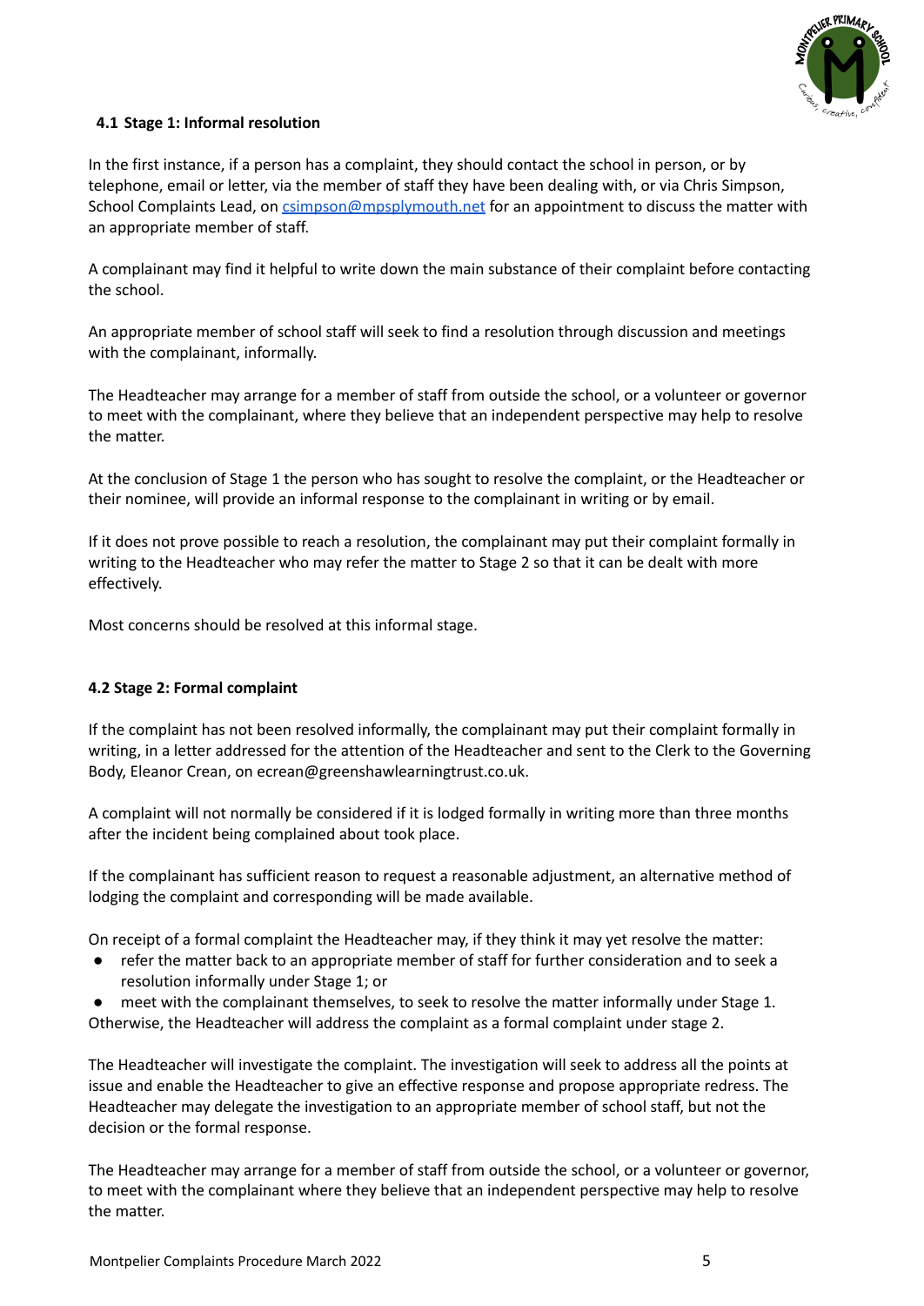### 4.1 Stage 1: Informal resolution

In the first instance, if a person has a complaint, they should contact the school in person, or by telephone, email or letter, via the member of staff they have been dealing with, or via Chris Simpson, School Complaints Lead, on csimpson@mpsplymouth.net for an appointment to discuss the matter with an appropriate member of staff.

A complainant may find it helpful to write down the main substance of their complaint before contacting the school.

An appropriate member of school staff will seek to find a resolution through discussion and meetings with the complainant, informally.

The Headteacher may arrange for a member of staff from outside the school, or a volunteer or governor to meet with the complainant, where they believe that an independent perspective may help to resolve the matter.

At the conclusion of Stage 1 the person who has sought to resolve the complaint, or the Headteacher or their nominee, will provide an informal response to the complainant in writing or by email.

If it does not prove possible to reach a resolution, the complainant may put their complaint formally in writing to the Headteacher who may refer the matter to Stage 2 so that it can be dealt with more effectively.

Most concerns should be resolved at this informal stage.

### 4.2 Stage 2: Formal complaint

If the complaint has not been resolved informally, the complainant may put their complaint formally in writing, in a letter addressed for the attention of the Headteacher and sent to the Clerk to the Governing Body, Eleanor Crean, on ecrean@greenshawlearningtrust.co.uk.

A complaint will not normally be considered if it is lodged formally in writing more than three months after the incident being complained about took place.

If the complainant has sufficient reason to request a reasonable adjustment, an alternative method of lodging the complaint and corresponding will be made available.

On receipt of a formal complaint the Headteacher may, if they think it may yet resolve the matter:

- refer the matter back to an appropriate member of staff for further consideration and to seek a resolution informally under Stage 1; or
- meet with the complainant themselves, to seek to resolve the matter informally under Stage 1.

Otherwise, the Headteacher will address the complaint as a formal complaint under stage 2.

The Headteacher will investigate the complaint. The investigation will seek to address all the points at issue and enable the Headteacher to give an effective response and propose appropriate redress. The Headteacher may delegate the investigation to an appropriate member of school staff, but not the decision or the formal response.

The Headteacher may arrange for a member of staff from outside the school, or a volunteer or governor, to meet with the complainant where they believe that an independent perspective may help to resolve the matter.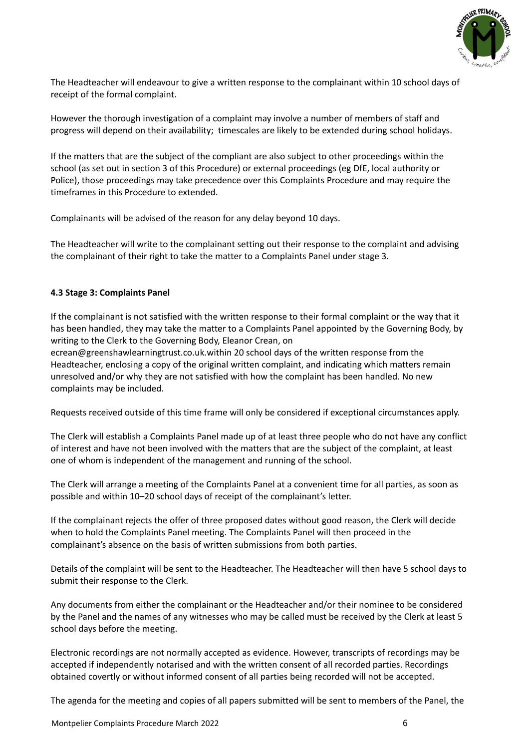The Headteacher will endeavour to give a written response to the complainant within 10 school days of receipt of the formal complaint.

However the thorough investigation of a complaint may involve a number of members of staff and progress will depend on their availability; timescales are likely to be extended during school holidays.

If the matters that are the subject of the compliant are also subject to other proceedings within the school (as set out in section 3 of this Procedure) or external proceedings (eg DfE, local authority or Police), those proceedings may take precedence over this Complaints Procedure and may require the timeframes in this Procedure to extended.

Complainants will be advised of the reason for any delay beyond 10 days.

The Headteacher will write to the complainant setting out their response to the complaint and advising the complainant of their right to take the matter to a Complaints Panel under stage 3.

#### 4.3 Stage 3: Complaints Panel

If the complainant is not satisfied with the written response to their formal complaint or the way that it has been handled, they may take the matter to a Complaints Panel appointed by the Governing Body, by writing to the Clerk to the Governing Body, Eleanor Crean, on ecrean@greenshawlearningtrust.co.uk.within 20 school days of the written response from the Headteacher, enclosing a copy of the original written complaint, and indicating which matters remain unresolved and/or why they are not satisfied with how the complaint has been handled. No new complaints may be included.

Requests received outside of this time frame will only be considered if exceptional circumstances apply.

The Clerk will establish a Complaints Panel made up of at least three people who do not have any conflict of interest and have not been involved with the matters that are the subject of the complaint, at least one of whom is independent of the management and running of the school.

The Clerk will arrange a meeting of the Complaints Panel at a convenient time for all parties, as soon as possible and within 10–20 school days of receipt of the complainant's letter.

If the complainant rejects the offer of three proposed dates without good reason, the Clerk will decide when to hold the Complaints Panel meeting. The Complaints Panel will then proceed in the complainant's absence on the basis of written submissions from both parties.

Details of the complaint will be sent to the Headteacher. The Headteacher will then have 5 school days to submit their response to the Clerk.

Any documents from either the complainant or the Headteacher and/or their nominee to be considered by the Panel and the names of any witnesses who may be called must be received by the Clerk at least 5 school days before the meeting.

Electronic recordings are not normally accepted as evidence. However, transcripts of recordings may be accepted if independently notarised and with the written consent of all recorded parties. Recordings obtained covertly or without informed consent of all parties being recorded will not be accepted.

The agenda for the meeting and copies of all papers submitted will be sent to members of the Panel, the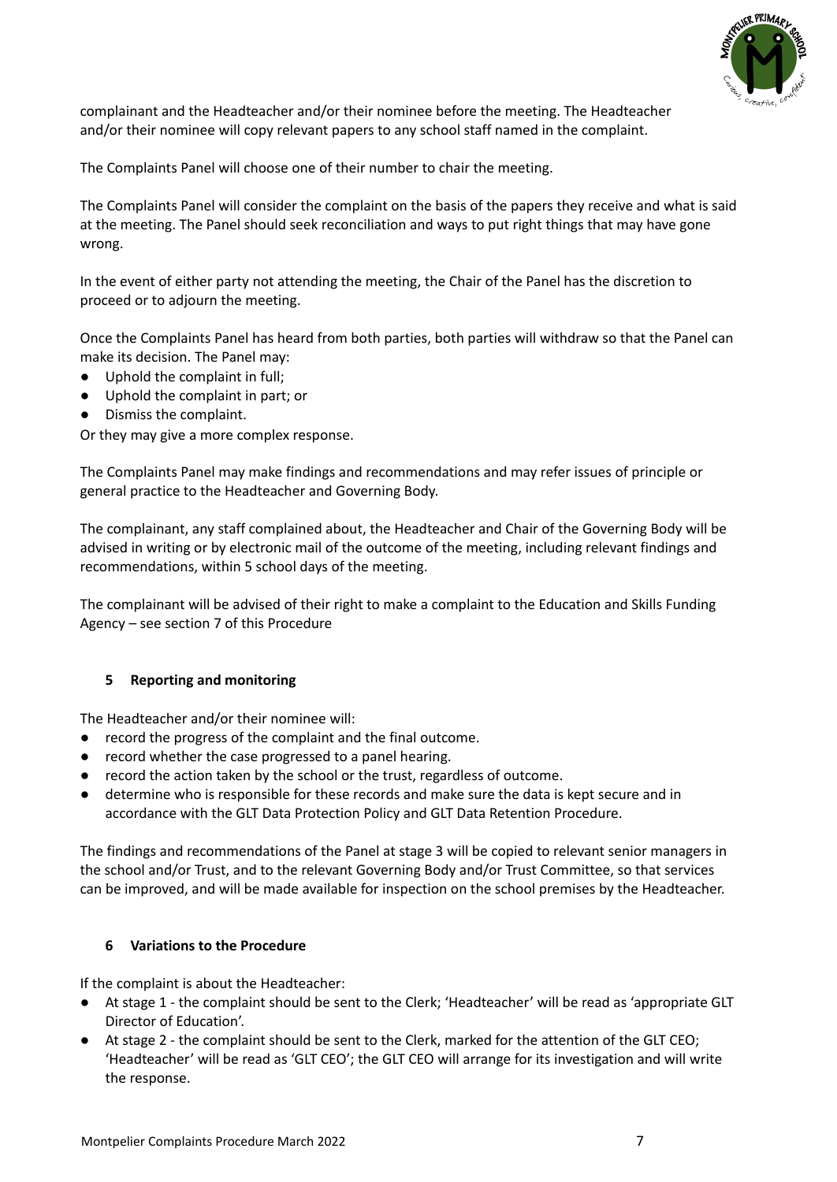complainant and the Headteacher and/or their nominee before the meeting. The Headteacher and/or their nominee will copy relevant papers to any school staff named in the complaint.

The Complaints Panel will choose one of their number to chair the meeting.

The Complaints Panel will consider the complaint on the basis of the papers they receive and what is said at the meeting. The Panel should seek reconciliation and ways to put right things that may have gone wrong.

In the event of either party not attending the meeting, the Chair of the Panel has the discretion to proceed or to adjourn the meeting.

Once the Complaints Panel has heard from both parties, both parties will withdraw so that the Panel can make its decision. The Panel may:

- Uphold the complaint in full;
- Uphold the complaint in part; or
- Dismiss the complaint.

Or they may give a more complex response.

The Complaints Panel may make findings and recommendations and may refer issues of principle or general practice to the Headteacher and Governing Body.

The complainant, any staff complained about, the Headteacher and Chair of the Governing Body will be advised in writing or by electronic mail of the outcome of the meeting, including relevant findings and recommendations, within 5 school days of the meeting.

The complainant will be advised of their right to make a complaint to the Education and Skills Funding Agency – see section 7 of this Procedure

## 5 Reporting and monitoring

The Headteacher and/or their nominee will:

- record the progress of the complaint and the final outcome.
- record whether the case progressed to a panel hearing.
- record the action taken by the school or the trust, regardless of outcome.
- determine who is responsible for these records and make sure the data is kept secure and in accordance with the GLT Data Protection Policy and GLT Data Retention Procedure.

The findings and recommendations of the Panel at stage 3 will be copied to relevant senior managers in the school and/or Trust, and to the relevant Governing Body and/or Trust Committee, so that services can be improved, and will be made available for inspection on the school premises by the Headteacher.

## 6 Variations to the Procedure

If the complaint is about the Headteacher:

- At stage 1 - the complaint should be sent to the Clerk; 'Headteacher' will be read as 'appropriate GLT Director of Education'.
- At stage 2 - the complaint should be sent to the Clerk, marked for the attention of the GLT CEO; 'Headteacher' will be read as 'GLT CEO'; the GLT CEO will arrange for its investigation and will write the response.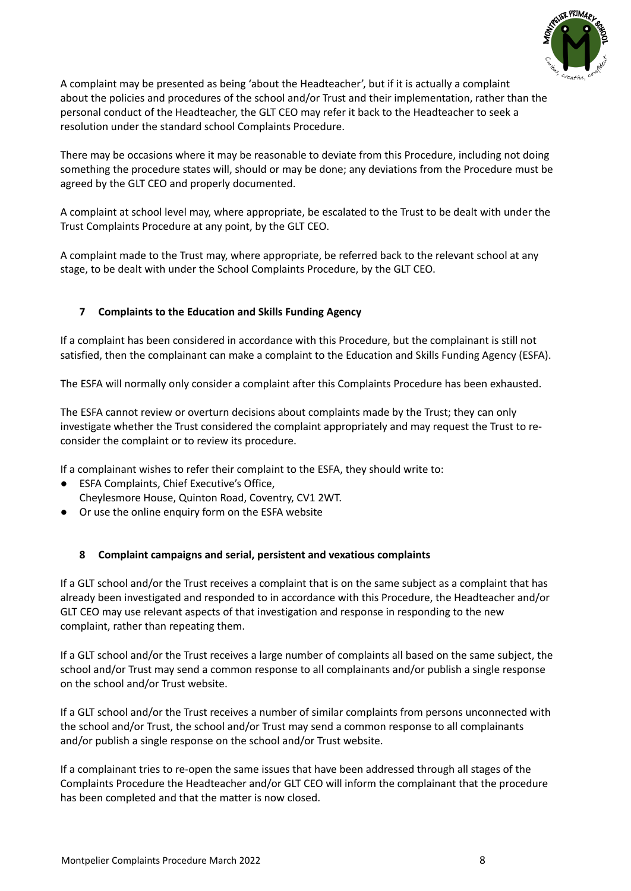A complaint may be presented as being 'about the Headteacher', but if it is actually a complaint about the policies and procedures of the school and/or Trust and their implementation, rather than the personal conduct of the Headteacher, the GLT CEO may refer it back to the Headteacher to seek a resolution under the standard school Complaints Procedure.

There may be occasions where it may be reasonable to deviate from this Procedure, including not doing something the procedure states will, should or may be done; any deviations from the Procedure must be agreed by the GLT CEO and properly documented.

A complaint at school level may, where appropriate, be escalated to the Trust to be dealt with under the Trust Complaints Procedure at any point, by the GLT CEO.

A complaint made to the Trust may, where appropriate, be referred back to the relevant school at any stage, to be dealt with under the School Complaints Procedure, by the GLT CEO.

## 7 Complaints to the Education and Skills Funding Agency

If a complaint has been considered in accordance with this Procedure, but the complainant is still not satisfied, then the complainant can make a complaint to the Education and Skills Funding Agency (ESFA).

The ESFA will normally only consider a complaint after this Complaints Procedure has been exhausted.

The ESFA cannot review or overturn decisions about complaints made by the Trust; they can only investigate whether the Trust considered the complaint appropriately and may request the Trust to re-consider the complaint or to review its procedure.

If a complainant wishes to refer their complaint to the ESFA, they should write to:

- ESFA Complaints, Chief Executive's Office,
  Cheylesmore House, Quinton Road, Coventry, CV1 2WT.
- Or use the online enquiry form on the ESFA website

## 8 Complaint campaigns and serial, persistent and vexatious complaints

If a GLT school and/or the Trust receives a complaint that is on the same subject as a complaint that has already been investigated and responded to in accordance with this Procedure, the Headteacher and/or GLT CEO may use relevant aspects of that investigation and response in responding to the new complaint, rather than repeating them.

If a GLT school and/or the Trust receives a large number of complaints all based on the same subject, the school and/or Trust may send a common response to all complainants and/or publish a single response on the school and/or Trust website.

If a GLT school and/or the Trust receives a number of similar complaints from persons unconnected with the school and/or Trust, the school and/or Trust may send a common response to all complainants and/or publish a single response on the school and/or Trust website.

If a complainant tries to re-open the same issues that have been addressed through all stages of the Complaints Procedure the Headteacher and/or GLT CEO will inform the complainant that the procedure has been completed and that the matter is now closed.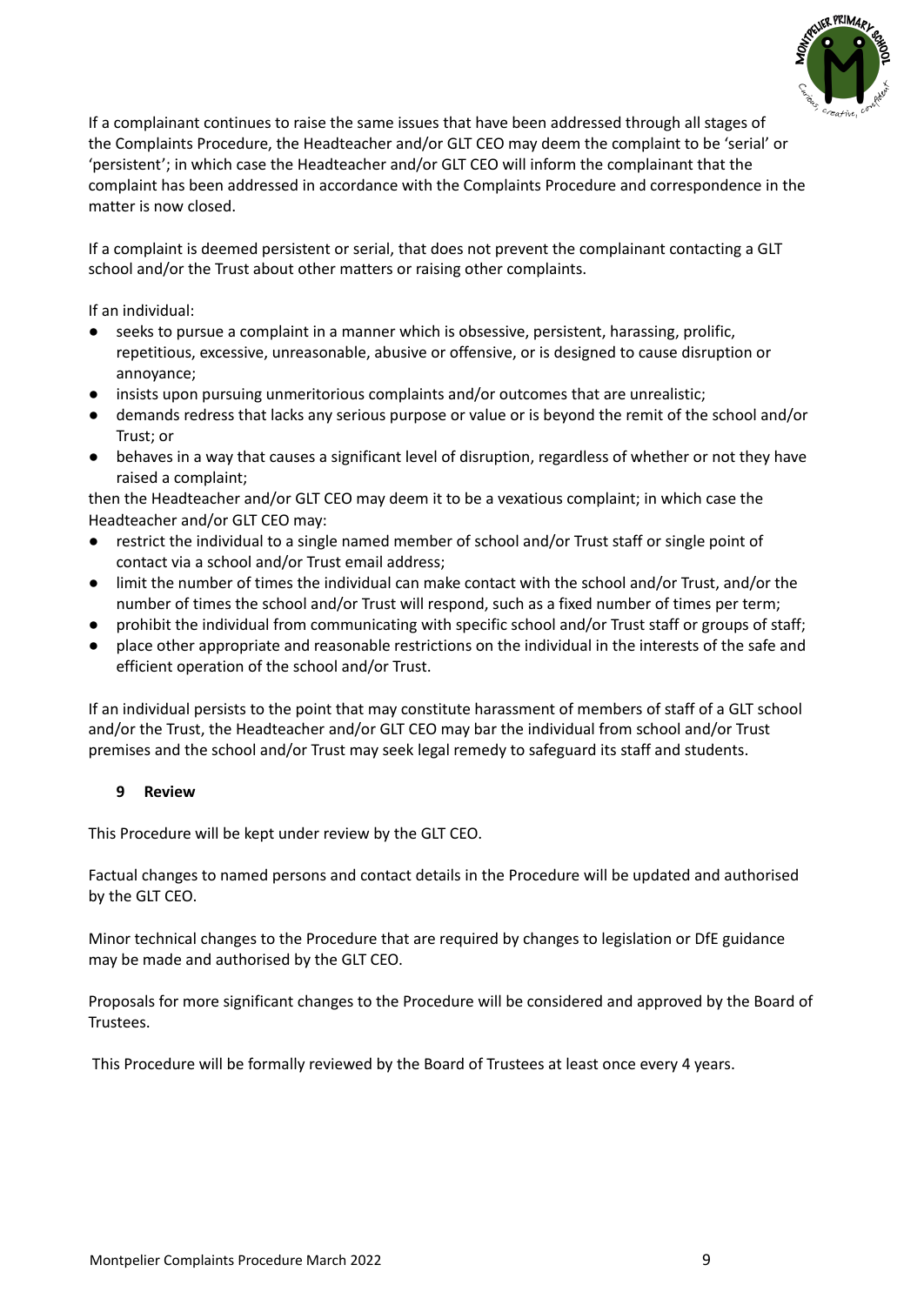If a complainant continues to raise the same issues that have been addressed through all stages of the Complaints Procedure, the Headteacher and/or GLT CEO may deem the complaint to be 'serial' or 'persistent'; in which case the Headteacher and/or GLT CEO will inform the complainant that the complaint has been addressed in accordance with the Complaints Procedure and correspondence in the matter is now closed.

If a complaint is deemed persistent or serial, that does not prevent the complainant contacting a GLT school and/or the Trust about other matters or raising other complaints.

If an individual:

- seeks to pursue a complaint in a manner which is obsessive, persistent, harassing, prolific, repetitious, excessive, unreasonable, abusive or offensive, or is designed to cause disruption or annoyance;
- insists upon pursuing unmeritorious complaints and/or outcomes that are unrealistic;
- demands redress that lacks any serious purpose or value or is beyond the remit of the school and/or Trust; or
- behaves in a way that causes a significant level of disruption, regardless of whether or not they have raised a complaint;

then the Headteacher and/or GLT CEO may deem it to be a vexatious complaint; in which case the Headteacher and/or GLT CEO may:

- restrict the individual to a single named member of school and/or Trust staff or single point of contact via a school and/or Trust email address;
- limit the number of times the individual can make contact with the school and/or Trust, and/or the number of times the school and/or Trust will respond, such as a fixed number of times per term;
- prohibit the individual from communicating with specific school and/or Trust staff or groups of staff;
- place other appropriate and reasonable restrictions on the individual in the interests of the safe and efficient operation of the school and/or Trust.

If an individual persists to the point that may constitute harassment of members of staff of a GLT school and/or the Trust, the Headteacher and/or GLT CEO may bar the individual from school and/or Trust premises and the school and/or Trust may seek legal remedy to safeguard its staff and students.

## 9 Review

This Procedure will be kept under review by the GLT CEO.

Factual changes to named persons and contact details in the Procedure will be updated and authorised by the GLT CEO.

Minor technical changes to the Procedure that are required by changes to legislation or DfE guidance may be made and authorised by the GLT CEO.

Proposals for more significant changes to the Procedure will be considered and approved by the Board of Trustees.

This Procedure will be formally reviewed by the Board of Trustees at least once every 4 years.